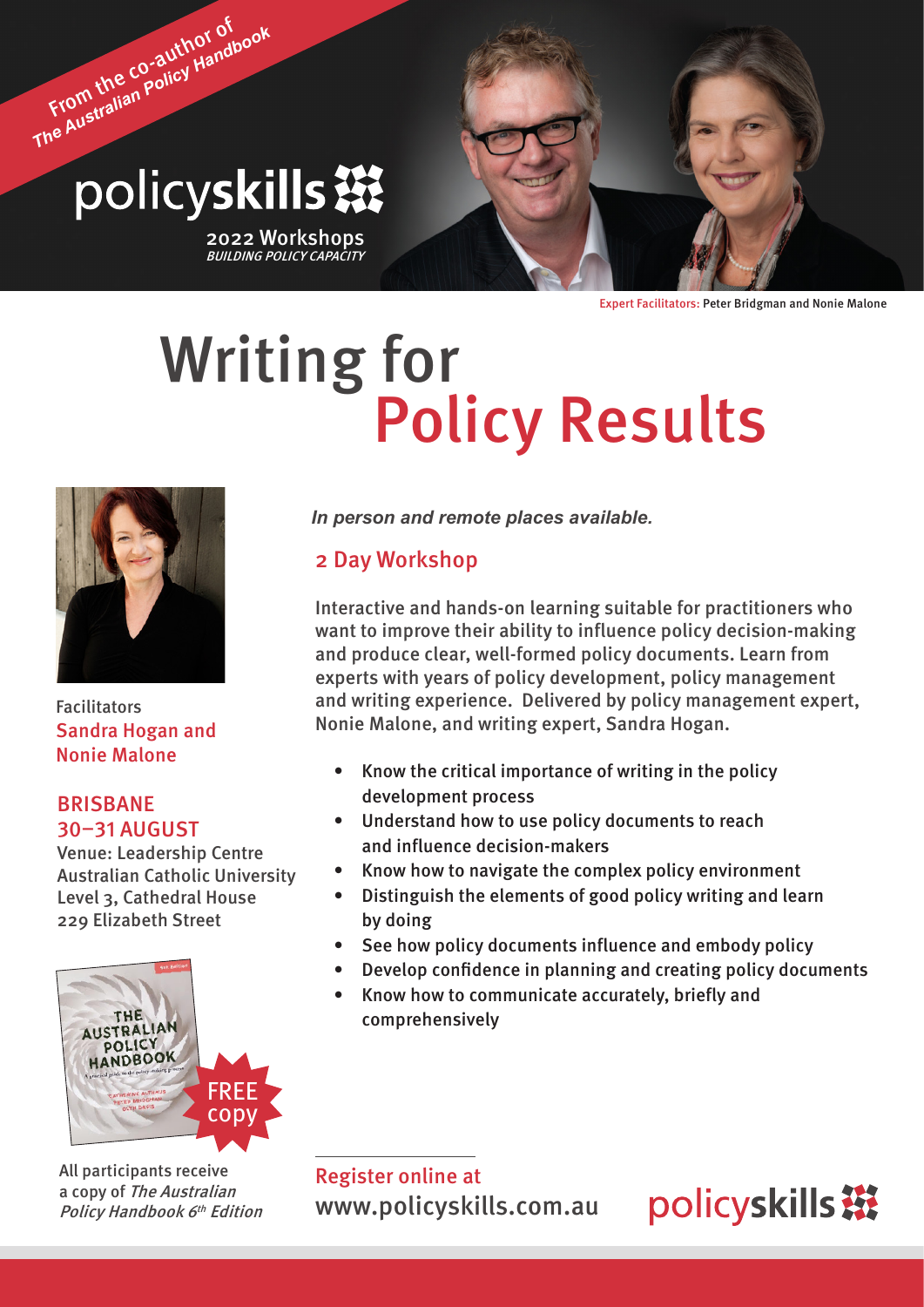From the co-author of *The Australian Policy Handbook*

policyskills

2022 Workshops

*BUILDING POLICY CAPACITY*

Expert Facilitators: Peter Bridgman and Nonie Malone

# Writing for Policy Results

Facilitators

Sandra Hogan and Nonie Malone

## BRISBANE 30–31 AUGUST

Venue: Leadership Centre
Australian Catholic University
Level 3, Cathedral House
229 Elizabeth Street

FREE copy

All participants receive a copy of *The Australian Policy Handbook 6th Edition*

***In person and remote places available.***

## 2 Day Workshop

Interactive and hands-on learning suitable for practitioners who want to improve their ability to influence policy decision-making and produce clear, well-formed policy documents. Learn from experts with years of policy development, policy management and writing experience. Delivered by policy management expert, Nonie Malone, and writing expert, Sandra Hogan.

- Know the critical importance of writing in the policy development process
- Understand how to use policy documents to reach and influence decision-makers
- Know how to navigate the complex policy environment
- Distinguish the elements of good policy writing and learn by doing
- See how policy documents influence and embody policy
- Develop confidence in planning and creating policy documents
- Know how to communicate accurately, briefly and comprehensively

Register online at
www.policyskills.com.au

policyskills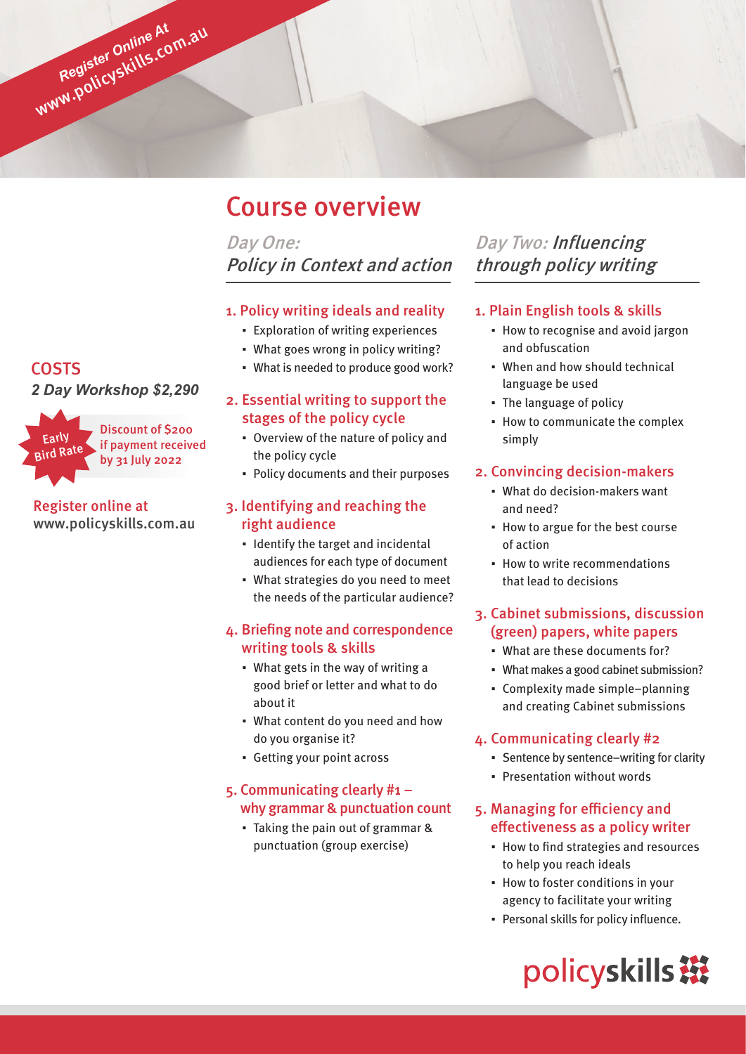Register Online At
www.policyskills.com.au

# Course overview

## COSTS

**2 Day Workshop $2,290**

Early Bird Rate

Discount of $200 if payment received by 31 July 2022

Register online at
www.policyskills.com.au

## *Day One: Policy in Context and action*

### 1. Policy writing ideals and reality

- Exploration of writing experiences
- What goes wrong in policy writing?
- What is needed to produce good work?

### 2. Essential writing to support the stages of the policy cycle

- Overview of the nature of policy and the policy cycle
- Policy documents and their purposes

### 3. Identifying and reaching the right audience

- Identify the target and incidental audiences for each type of document
- What strategies do you need to meet the needs of the particular audience?

### 4. Briefing note and correspondence writing tools & skills

- What gets in the way of writing a good brief or letter and what to do about it
- What content do you need and how do you organise it?
- Getting your point across

### 5. Communicating clearly #1 – why grammar & punctuation count

- Taking the pain out of grammar & punctuation (group exercise)

## *Day Two: Influencing through policy writing*

### 1. Plain English tools & skills

- How to recognise and avoid jargon and obfuscation
- When and how should technical language be used
- The language of policy
- How to communicate the complex simply

### 2. Convincing decision-makers

- What do decision-makers want and need?
- How to argue for the best course of action
- How to write recommendations that lead to decisions

### 3. Cabinet submissions, discussion (green) papers, white papers

- What are these documents for?
- What makes a good cabinet submission?
- Complexity made simple–planning and creating Cabinet submissions

### 4. Communicating clearly #2

- Sentence by sentence–writing for clarity
- Presentation without words

### 5. Managing for efficiency and effectiveness as a policy writer

- How to find strategies and resources to help you reach ideals
- How to foster conditions in your agency to facilitate your writing
- Personal skills for policy influence.

policyskills